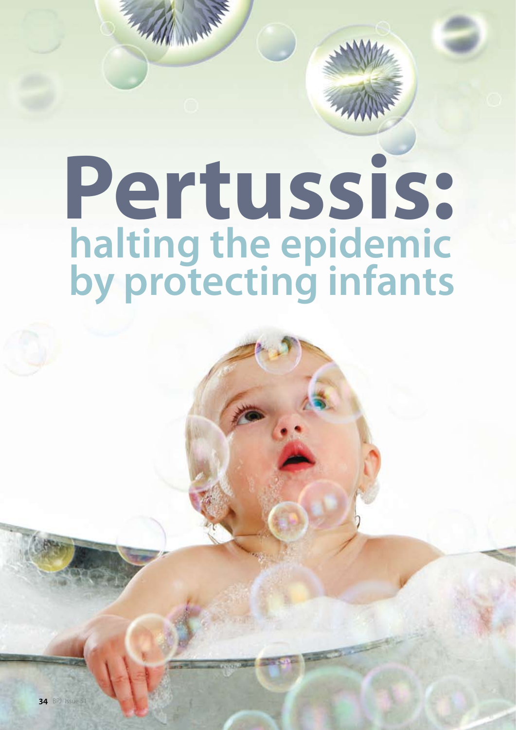# Pertussis: halting the epidemic by protecting infants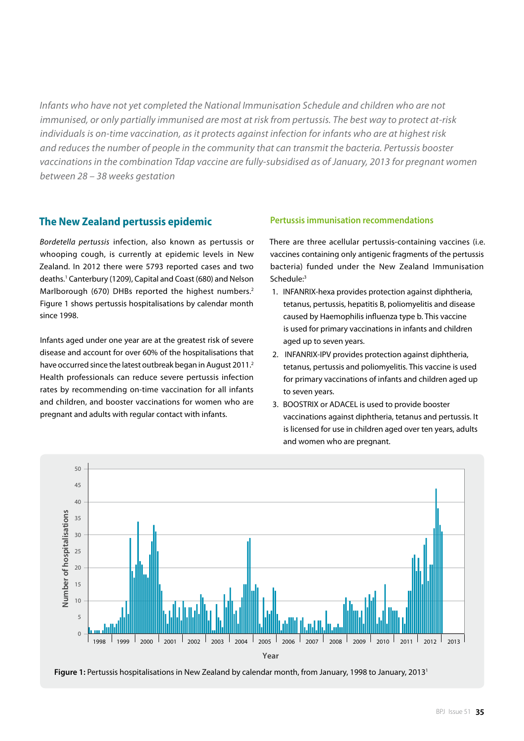*Infants who have not yet completed the National Immunisation Schedule and children who are not immunised, or only partially immunised are most at risk from pertussis. The best way to protect at-risk individuals is on-time vaccination, as it protects against infection for infants who are at highest risk and reduces the number of people in the community that can transmit the bacteria. Pertussis booster vaccinations in the combination Tdap vaccine are fully-subsidised as of January, 2013 for pregnant women between 28 – 38 weeks gestation*

## The New Zealand pertussis epidemic

*Bordetella pertussis* infection, also known as pertussis or whooping cough, is currently at epidemic levels in New Zealand. In 2012 there were 5793 reported cases and two deaths.[1] Canterbury (1209), Capital and Coast (680) and Nelson Marlborough (670) DHBs reported the highest numbers.[2] Figure 1 shows pertussis hospitalisations by calendar month since 1998.

Infants aged under one year are at the greatest risk of severe disease and account for over 60% of the hospitalisations that have occurred since the latest outbreak began in August 2011.[2] Health professionals can reduce severe pertussis infection rates by recommending on-time vaccination for all infants and children, and booster vaccinations for women who are pregnant and adults with regular contact with infants.

### Pertussis immunisation recommendations

There are three acellular pertussis-containing vaccines (i.e. vaccines containing only antigenic fragments of the pertussis bacteria) funded under the New Zealand Immunisation Schedule:[3]

1. INFANRIX-hexa provides protection against diphtheria, tetanus, pertussis, hepatitis B, poliomyelitis and disease caused by Haemophilis influenza type b. This vaccine is used for primary vaccinations in infants and children aged up to seven years.
2. INFANRIX-IPV provides protection against diphtheria, tetanus, pertussis and poliomyelitis. This vaccine is used for primary vaccinations of infants and children aged up to seven years.
3. BOOSTRIX or ADACEL is used to provide booster vaccinations against diphtheria, tetanus and pertussis. It is licensed for use in children aged over ten years, adults and women who are pregnant.

**Figure 1:** Pertussis hospitalisations in New Zealand by calendar month, from January, 1998 to January, 2013[1]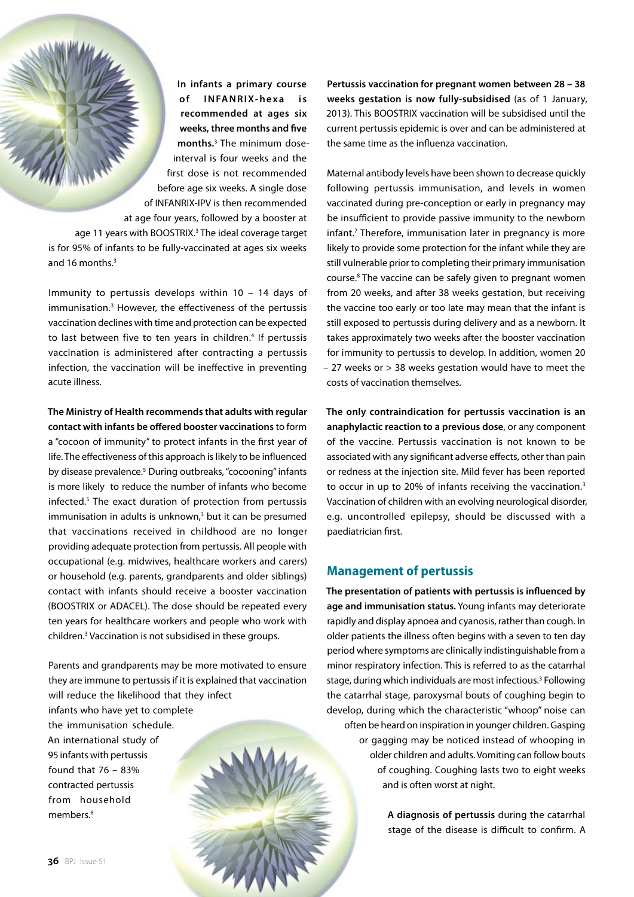**In infants a primary course of INFANRIX-hexa is recommended at ages six weeks, three months and five months.**[3] The minimum dose-interval is four weeks and the first dose is not recommended before age six weeks. A single dose of INFANRIX-IPV is then recommended at age four years, followed by a booster at age 11 years with BOOSTRIX.[3] The ideal coverage target is for 95% of infants to be fully-vaccinated at ages six weeks and 16 months.[3]

Immunity to pertussis develops within 10 – 14 days of immunisation.[3] However, the effectiveness of the pertussis vaccination declines with time and protection can be expected to last between five to ten years in children.[4] If pertussis vaccination is administered after contracting a pertussis infection, the vaccination will be ineffective in preventing acute illness.

**The Ministry of Health recommends that adults with regular contact with infants be offered booster vaccinations** to form a "cocoon of immunity" to protect infants in the first year of life. The effectiveness of this approach is likely to be influenced by disease prevalence.[5] During outbreaks, "cocooning" infants is more likely to reduce the number of infants who become infected.[5] The exact duration of protection from pertussis immunisation in adults is unknown,[3] but it can be presumed that vaccinations received in childhood are no longer providing adequate protection from pertussis. All people with occupational (e.g. midwives, healthcare workers and carers) or household (e.g. parents, grandparents and older siblings) contact with infants should receive a booster vaccination (BOOSTRIX or ADACEL). The dose should be repeated every ten years for healthcare workers and people who work with children.[3] Vaccination is not subsidised in these groups.

Parents and grandparents may be more motivated to ensure they are immune to pertussis if it is explained that vaccination will reduce the likelihood that they infect infants who have yet to complete the immunisation schedule. An international study of 95 infants with pertussis found that 76 – 83% contracted pertussis from household members.[6]

**Pertussis vaccination for pregnant women between 28 – 38 weeks gestation is now fully-subsidised** (as of 1 January, 2013). This BOOSTRIX vaccination will be subsidised until the current pertussis epidemic is over and can be administered at the same time as the influenza vaccination.

Maternal antibody levels have been shown to decrease quickly following pertussis immunisation, and levels in women vaccinated during pre-conception or early in pregnancy may be insufficient to provide passive immunity to the newborn infant.[7] Therefore, immunisation later in pregnancy is more likely to provide some protection for the infant while they are still vulnerable prior to completing their primary immunisation course.[8] The vaccine can be safely given to pregnant women from 20 weeks, and after 38 weeks gestation, but receiving the vaccine too early or too late may mean that the infant is still exposed to pertussis during delivery and as a newborn. It takes approximately two weeks after the booster vaccination for immunity to pertussis to develop. In addition, women 20 – 27 weeks or > 38 weeks gestation would have to meet the costs of vaccination themselves.

**The only contraindication for pertussis vaccination is an anaphylactic reaction to a previous dose**, or any component of the vaccine. Pertussis vaccination is not known to be associated with any significant adverse effects, other than pain or redness at the injection site. Mild fever has been reported to occur in up to 20% of infants receiving the vaccination.[3] Vaccination of children with an evolving neurological disorder, e.g. uncontrolled epilepsy, should be discussed with a paediatrician first.

## Management of pertussis

**The presentation of patients with pertussis is influenced by age and immunisation status.** Young infants may deteriorate rapidly and display apnoea and cyanosis, rather than cough. In older patients the illness often begins with a seven to ten day period where symptoms are clinically indistinguishable from a minor respiratory infection. This is referred to as the catarrhal stage, during which individuals are most infectious.[3] Following the catarrhal stage, paroxysmal bouts of coughing begin to develop, during which the characteristic "whoop" noise can often be heard on inspiration in younger children. Gasping or gagging may be noticed instead of whooping in older children and adults. Vomiting can follow bouts of coughing. Coughing lasts two to eight weeks and is often worst at night.

**A diagnosis of pertussis** during the catarrhal stage of the disease is difficult to confirm. A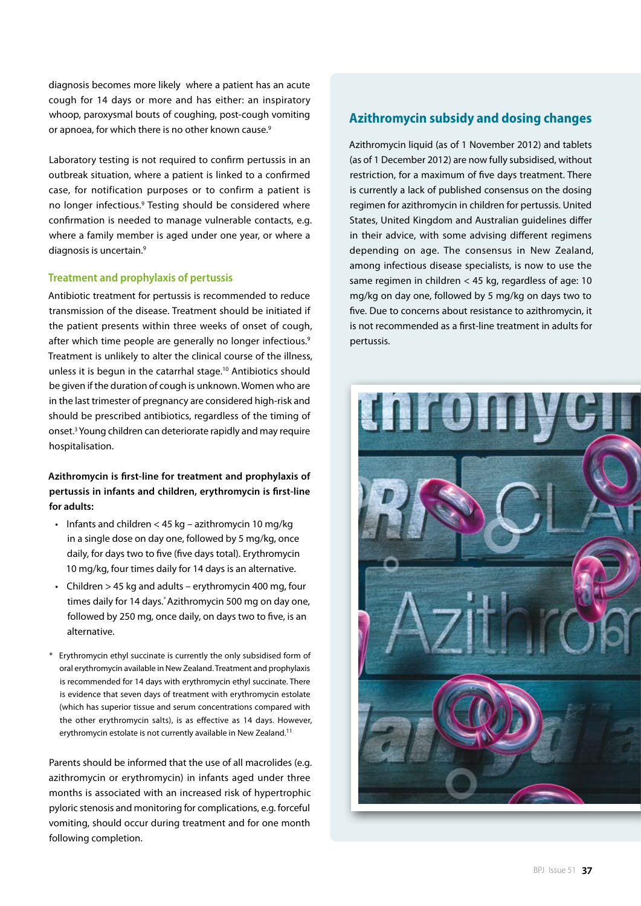diagnosis becomes more likely where a patient has an acute cough for 14 days or more and has either: an inspiratory whoop, paroxysmal bouts of coughing, post-cough vomiting or apnoea, for which there is no other known cause.[9]

Laboratory testing is not required to confirm pertussis in an outbreak situation, where a patient is linked to a confirmed case, for notification purposes or to confirm a patient is no longer infectious.[9] Testing should be considered where confirmation is needed to manage vulnerable contacts, e.g. where a family member is aged under one year, or where a diagnosis is uncertain.[9]

### Treatment and prophylaxis of pertussis

Antibiotic treatment for pertussis is recommended to reduce transmission of the disease. Treatment should be initiated if the patient presents within three weeks of onset of cough, after which time people are generally no longer infectious.[9] Treatment is unlikely to alter the clinical course of the illness, unless it is begun in the catarrhal stage.[10] Antibiotics should be given if the duration of cough is unknown. Women who are in the last trimester of pregnancy are considered high-risk and should be prescribed antibiotics, regardless of the timing of onset.[3] Young children can deteriorate rapidly and may require hospitalisation.

**Azithromycin is first-line for treatment and prophylaxis of pertussis in infants and children, erythromycin is first-line for adults:**

- Infants and children < 45 kg – azithromycin 10 mg/kg in a single dose on day one, followed by 5 mg/kg, once daily, for days two to five (five days total). Erythromycin 10 mg/kg, four times daily for 14 days is an alternative.
- Children > 45 kg and adults – erythromycin 400 mg, four times daily for 14 days.* Azithromycin 500 mg on day one, followed by 250 mg, once daily, on days two to five, is an alternative.

\* Erythromycin ethyl succinate is currently the only subsidised form of oral erythromycin available in New Zealand. Treatment and prophylaxis is recommended for 14 days with erythromycin ethyl succinate. There is evidence that seven days of treatment with erythromycin estolate (which has superior tissue and serum concentrations compared with the other erythromycin salts), is as effective as 14 days. However, erythromycin estolate is not currently available in New Zealand.[11]

Parents should be informed that the use of all macrolides (e.g. azithromycin or erythromycin) in infants aged under three months is associated with an increased risk of hypertrophic pyloric stenosis and monitoring for complications, e.g. forceful vomiting, should occur during treatment and for one month following completion.

### Azithromycin subsidy and dosing changes

Azithromycin liquid (as of 1 November 2012) and tablets (as of 1 December 2012) are now fully subsidised, without restriction, for a maximum of five days treatment. There is currently a lack of published consensus on the dosing regimen for azithromycin in children for pertussis. United States, United Kingdom and Australian guidelines differ in their advice, with some advising different regimens depending on age. The consensus in New Zealand, among infectious disease specialists, is now to use the same regimen in children < 45 kg, regardless of age: 10 mg/kg on day one, followed by 5 mg/kg on days two to five. Due to concerns about resistance to azithromycin, it is not recommended as a first-line treatment in adults for pertussis.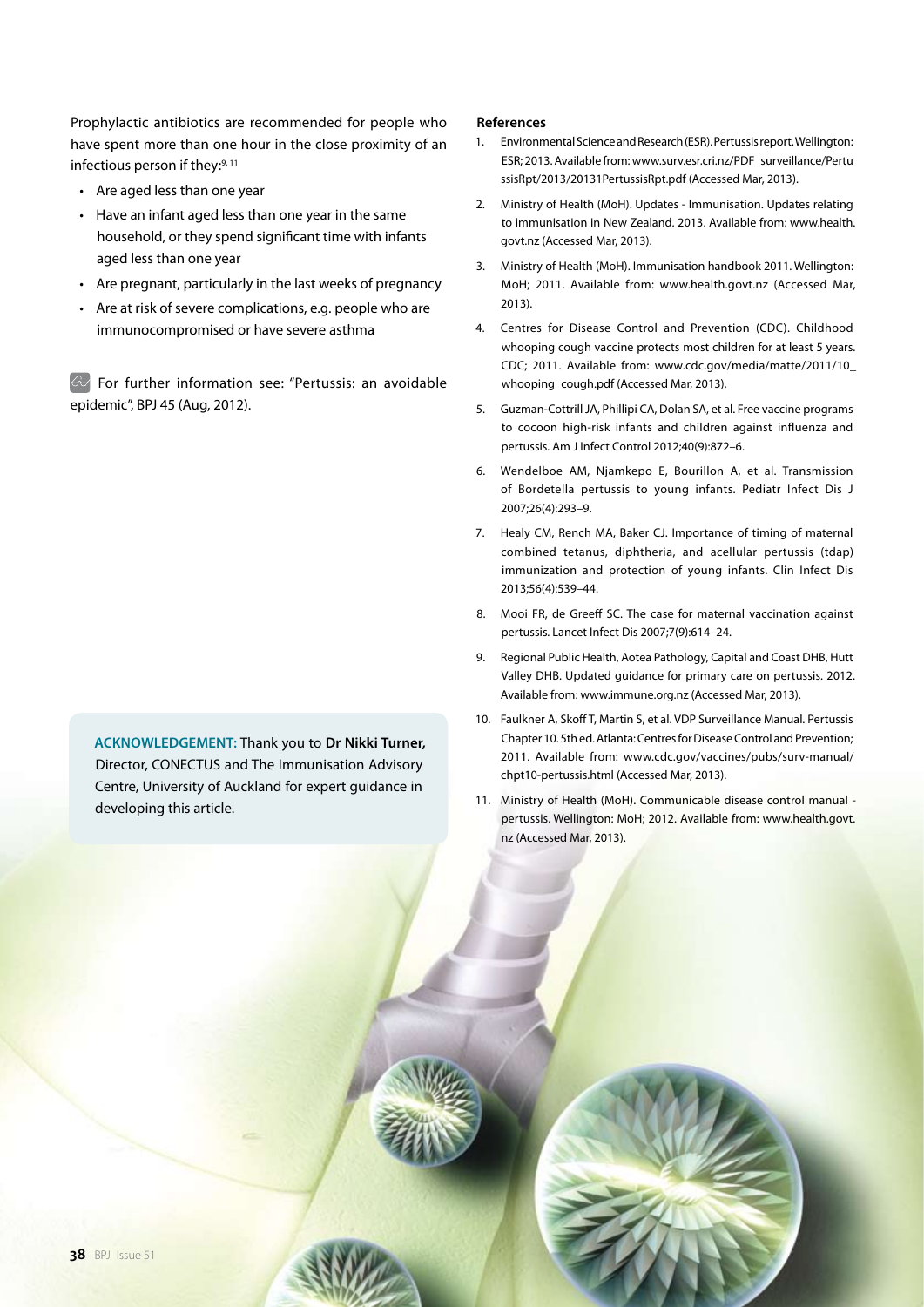Prophylactic antibiotics are recommended for people who have spent more than one hour in the close proximity of an infectious person if they:[9, 11]

- Are aged less than one year
- Have an infant aged less than one year in the same household, or they spend significant time with infants aged less than one year
- Are pregnant, particularly in the last weeks of pregnancy
- Are at risk of severe complications, e.g. people who are immunocompromised or have severe asthma

For further information see: "Pertussis: an avoidable epidemic", BPJ 45 (Aug, 2012).

**ACKNOWLEDGEMENT:** Thank you to **Dr Nikki Turner,** Director, CONECTUS and The Immunisation Advisory Centre, University of Auckland for expert guidance in developing this article.

**References**

1. Environmental Science and Research (ESR). Pertussis report. Wellington: ESR; 2013. Available from: www.surv.esr.cri.nz/PDF_surveillance/PertussisRpt/2013/20131PertussisRpt.pdf (Accessed Mar, 2013).
2. Ministry of Health (MoH). Updates - Immunisation. Updates relating to immunisation in New Zealand. 2013. Available from: www.health.govt.nz (Accessed Mar, 2013).
3. Ministry of Health (MoH). Immunisation handbook 2011. Wellington: MoH; 2011. Available from: www.health.govt.nz (Accessed Mar, 2013).
4. Centres for Disease Control and Prevention (CDC). Childhood whooping cough vaccine protects most children for at least 5 years. CDC; 2011. Available from: www.cdc.gov/media/matte/2011/10_whooping_cough.pdf (Accessed Mar, 2013).
5. Guzman-Cottrill JA, Phillipi CA, Dolan SA, et al. Free vaccine programs to cocoon high-risk infants and children against influenza and pertussis. Am J Infect Control 2012;40(9):872–6.
6. Wendelboe AM, Njamkepo E, Bourillon A, et al. Transmission of Bordetella pertussis to young infants. Pediatr Infect Dis J 2007;26(4):293–9.
7. Healy CM, Rench MA, Baker CJ. Importance of timing of maternal combined tetanus, diphtheria, and acellular pertussis (tdap) immunization and protection of young infants. Clin Infect Dis 2013;56(4):539–44.
8. Mooi FR, de Greeff SC. The case for maternal vaccination against pertussis. Lancet Infect Dis 2007;7(9):614–24.
9. Regional Public Health, Aotea Pathology, Capital and Coast DHB, Hutt Valley DHB. Updated guidance for primary care on pertussis. 2012. Available from: www.immune.org.nz (Accessed Mar, 2013).
10. Faulkner A, Skoff T, Martin S, et al. VDP Surveillance Manual. Pertussis Chapter 10. 5th ed. Atlanta: Centres for Disease Control and Prevention; 2011. Available from: www.cdc.gov/vaccines/pubs/surv-manual/chpt10-pertussis.html (Accessed Mar, 2013).
11. Ministry of Health (MoH). Communicable disease control manual - pertussis. Wellington: MoH; 2012. Available from: www.health.govt.nz (Accessed Mar, 2013).